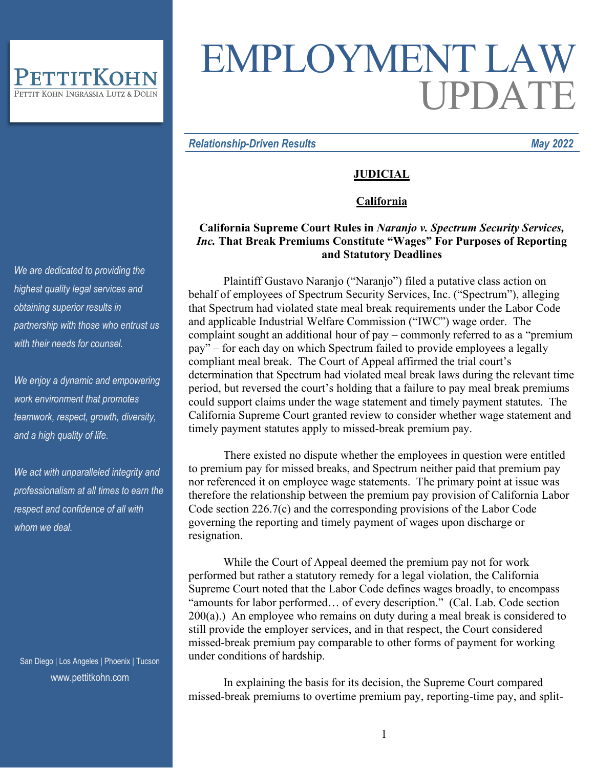# EMPLOYMENT LAW UPDATE

PETTITKOHN
PETTIT KOHN INGRASSIA LUTZ & DOLIN

*Relationship-Driven Results* *May 2022*

*We are dedicated to providing the highest quality legal services and obtaining superior results in partnership with those who entrust us with their needs for counsel.*

*We enjoy a dynamic and empowering work environment that promotes teamwork, respect, growth, diversity, and a high quality of life.*

*We act with unparalleled integrity and professionalism at all times to earn the respect and confidence of all with whom we deal.*

San Diego | Los Angeles | Phoenix | Tucson
www.pettitkohn.com

## JUDICIAL

### California

### California Supreme Court Rules in *Naranjo v. Spectrum Security Services, Inc.* That Break Premiums Constitute "Wages" For Purposes of Reporting and Statutory Deadlines

Plaintiff Gustavo Naranjo ("Naranjo") filed a putative class action on behalf of employees of Spectrum Security Services, Inc. ("Spectrum"), alleging that Spectrum had violated state meal break requirements under the Labor Code and applicable Industrial Welfare Commission ("IWC") wage order. The complaint sought an additional hour of pay – commonly referred to as a "premium pay" – for each day on which Spectrum failed to provide employees a legally compliant meal break. The Court of Appeal affirmed the trial court's determination that Spectrum had violated meal break laws during the relevant time period, but reversed the court's holding that a failure to pay meal break premiums could support claims under the wage statement and timely payment statutes. The California Supreme Court granted review to consider whether wage statement and timely payment statutes apply to missed-break premium pay.

There existed no dispute whether the employees in question were entitled to premium pay for missed breaks, and Spectrum neither paid that premium pay nor referenced it on employee wage statements. The primary point at issue was therefore the relationship between the premium pay provision of California Labor Code section 226.7(c) and the corresponding provisions of the Labor Code governing the reporting and timely payment of wages upon discharge or resignation.

While the Court of Appeal deemed the premium pay not for work performed but rather a statutory remedy for a legal violation, the California Supreme Court noted that the Labor Code defines wages broadly, to encompass "amounts for labor performed… of every description." (Cal. Lab. Code section 200(a).) An employee who remains on duty during a meal break is considered to still provide the employer services, and in that respect, the Court considered missed-break premium pay comparable to other forms of payment for working under conditions of hardship.

In explaining the basis for its decision, the Supreme Court compared missed-break premiums to overtime premium pay, reporting-time pay, and split-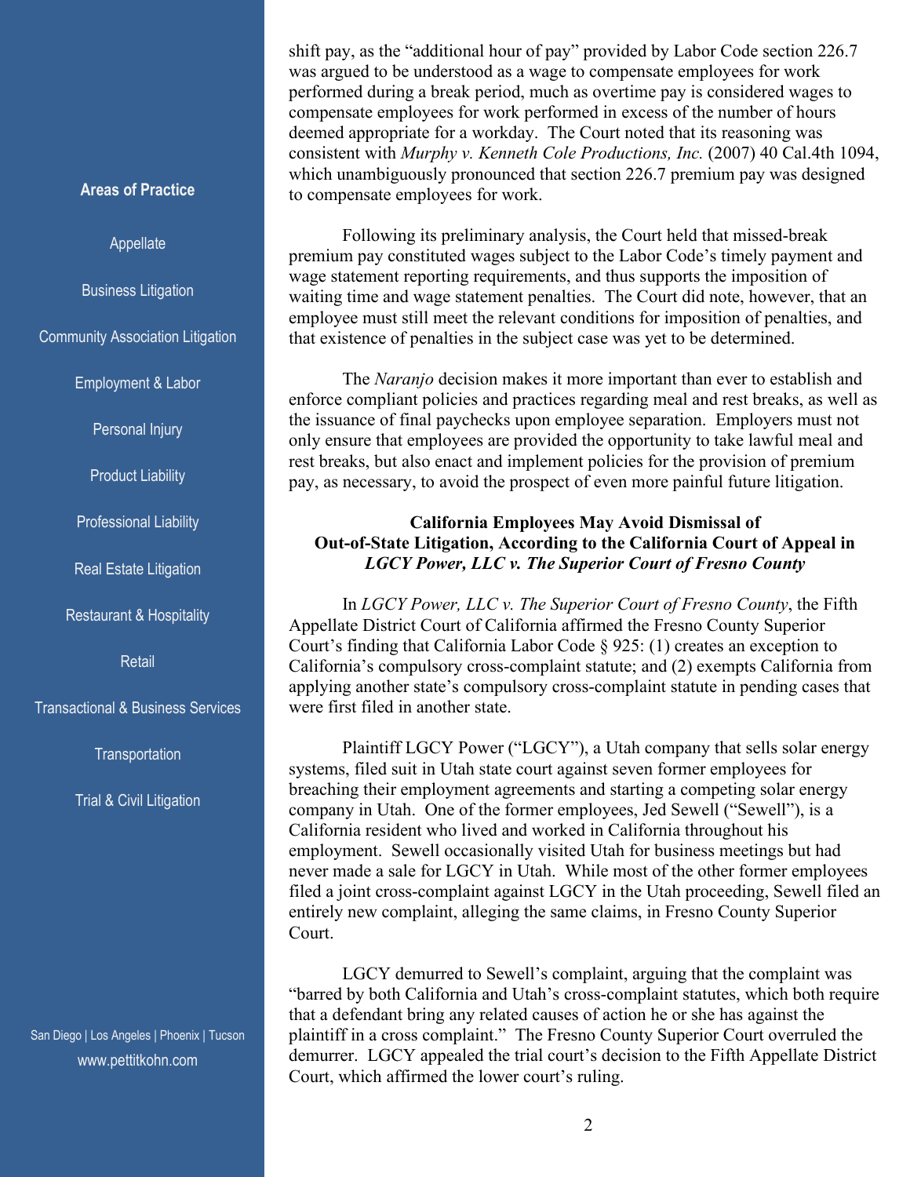**Areas of Practice**

Appellate

Business Litigation

Community Association Litigation

Employment & Labor

Personal Injury

Product Liability

Professional Liability

Real Estate Litigation

Restaurant & Hospitality

Retail

Transactional & Business Services

Transportation

Trial & Civil Litigation

San Diego | Los Angeles | Phoenix | Tucson
www.pettitkohn.com

shift pay, as the "additional hour of pay" provided by Labor Code section 226.7 was argued to be understood as a wage to compensate employees for work performed during a break period, much as overtime pay is considered wages to compensate employees for work performed in excess of the number of hours deemed appropriate for a workday. The Court noted that its reasoning was consistent with *Murphy v. Kenneth Cole Productions, Inc.* (2007) 40 Cal.4th 1094, which unambiguously pronounced that section 226.7 premium pay was designed to compensate employees for work.

Following its preliminary analysis, the Court held that missed-break premium pay constituted wages subject to the Labor Code's timely payment and wage statement reporting requirements, and thus supports the imposition of waiting time and wage statement penalties. The Court did note, however, that an employee must still meet the relevant conditions for imposition of penalties, and that existence of penalties in the subject case was yet to be determined.

The *Naranjo* decision makes it more important than ever to establish and enforce compliant policies and practices regarding meal and rest breaks, as well as the issuance of final paychecks upon employee separation. Employers must not only ensure that employees are provided the opportunity to take lawful meal and rest breaks, but also enact and implement policies for the provision of premium pay, as necessary, to avoid the prospect of even more painful future litigation.

**California Employees May Avoid Dismissal of Out-of-State Litigation, According to the California Court of Appeal in *LGCY Power, LLC v. The Superior Court of Fresno County***

In *LGCY Power, LLC v. The Superior Court of Fresno County*, the Fifth Appellate District Court of California affirmed the Fresno County Superior Court's finding that California Labor Code § 925: (1) creates an exception to California's compulsory cross-complaint statute; and (2) exempts California from applying another state's compulsory cross-complaint statute in pending cases that were first filed in another state.

Plaintiff LGCY Power ("LGCY"), a Utah company that sells solar energy systems, filed suit in Utah state court against seven former employees for breaching their employment agreements and starting a competing solar energy company in Utah. One of the former employees, Jed Sewell ("Sewell"), is a California resident who lived and worked in California throughout his employment. Sewell occasionally visited Utah for business meetings but had never made a sale for LGCY in Utah. While most of the other former employees filed a joint cross-complaint against LGCY in the Utah proceeding, Sewell filed an entirely new complaint, alleging the same claims, in Fresno County Superior Court.

LGCY demurred to Sewell's complaint, arguing that the complaint was "barred by both California and Utah's cross-complaint statutes, which both require that a defendant bring any related causes of action he or she has against the plaintiff in a cross complaint." The Fresno County Superior Court overruled the demurrer. LGCY appealed the trial court's decision to the Fifth Appellate District Court, which affirmed the lower court's ruling.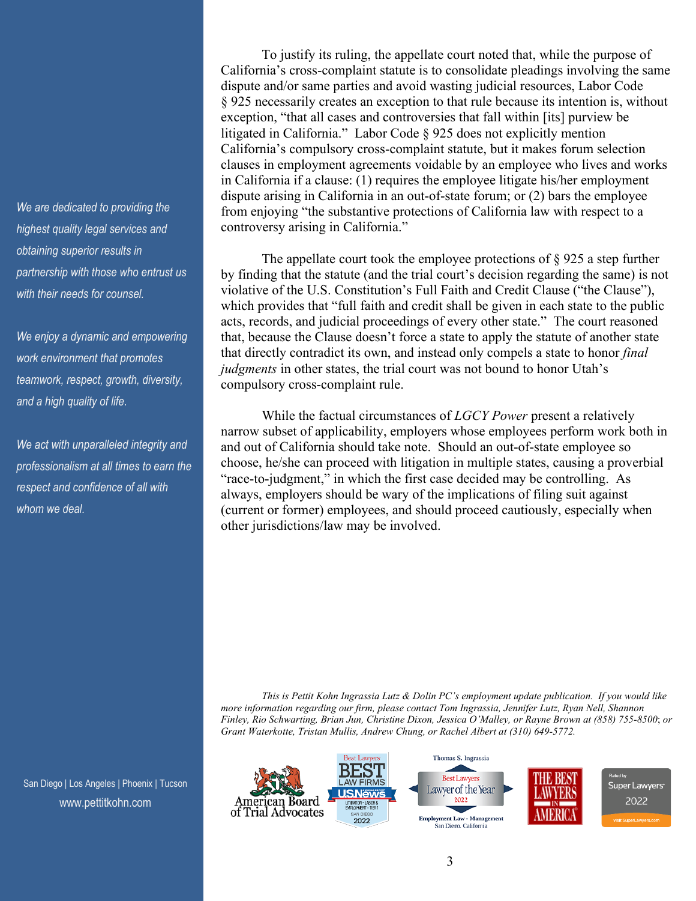To justify its ruling, the appellate court noted that, while the purpose of California's cross-complaint statute is to consolidate pleadings involving the same dispute and/or same parties and avoid wasting judicial resources, Labor Code § 925 necessarily creates an exception to that rule because its intention is, without exception, "that all cases and controversies that fall within [its] purview be litigated in California." Labor Code § 925 does not explicitly mention California's compulsory cross-complaint statute, but it makes forum selection clauses in employment agreements voidable by an employee who lives and works in California if a clause: (1) requires the employee litigate his/her employment dispute arising in California in an out-of-state forum; or (2) bars the employee from enjoying "the substantive protections of California law with respect to a controversy arising in California."

The appellate court took the employee protections of § 925 a step further by finding that the statute (and the trial court's decision regarding the same) is not violative of the U.S. Constitution's Full Faith and Credit Clause ("the Clause"), which provides that "full faith and credit shall be given in each state to the public acts, records, and judicial proceedings of every other state." The court reasoned that, because the Clause doesn't force a state to apply the statute of another state that directly contradict its own, and instead only compels a state to honor *final judgments* in other states, the trial court was not bound to honor Utah's compulsory cross-complaint rule.

While the factual circumstances of *LGCY Power* present a relatively narrow subset of applicability, employers whose employees perform work both in and out of California should take note. Should an out-of-state employee so choose, he/she can proceed with litigation in multiple states, causing a proverbial "race-to-judgment," in which the first case decided may be controlling. As always, employers should be wary of the implications of filing suit against (current or former) employees, and should proceed cautiously, especially when other jurisdictions/law may be involved.

*We are dedicated to providing the highest quality legal services and obtaining superior results in partnership with those who entrust us with their needs for counsel.*

*We enjoy a dynamic and empowering work environment that promotes teamwork, respect, growth, diversity, and a high quality of life.*

*We act with unparalleled integrity and professionalism at all times to earn the respect and confidence of all with whom we deal.*

*This is Pettit Kohn Ingrassia Lutz & Dolin PC's employment update publication. If you would like more information regarding our firm, please contact Tom Ingrassia, Jennifer Lutz, Ryan Nell, Shannon Finley, Rio Schwarting, Brian Jun, Christine Dixon, Jessica O'Malley, or Rayne Brown at (858) 755-8500; or Grant Waterkotte, Tristan Mullis, Andrew Chung, or Rachel Albert at (310) 649-5772.*

San Diego | Los Angeles | Phoenix | Tucson
www.pettitkohn.com

American Board of Trial Advocates

Best Lawyers BEST LAW FIRMS U.S.News LITIGATION - LABOR & EMPLOYMENT - TIER 1 SAN DIEGO 2022

Thomas S. Ingrassia
Best Lawyers Lawyer of the Year 2022
Employment Law - Management
San Diego, California

THE BEST LAWYERS IN AMERICA

Rated by Super Lawyers 2022